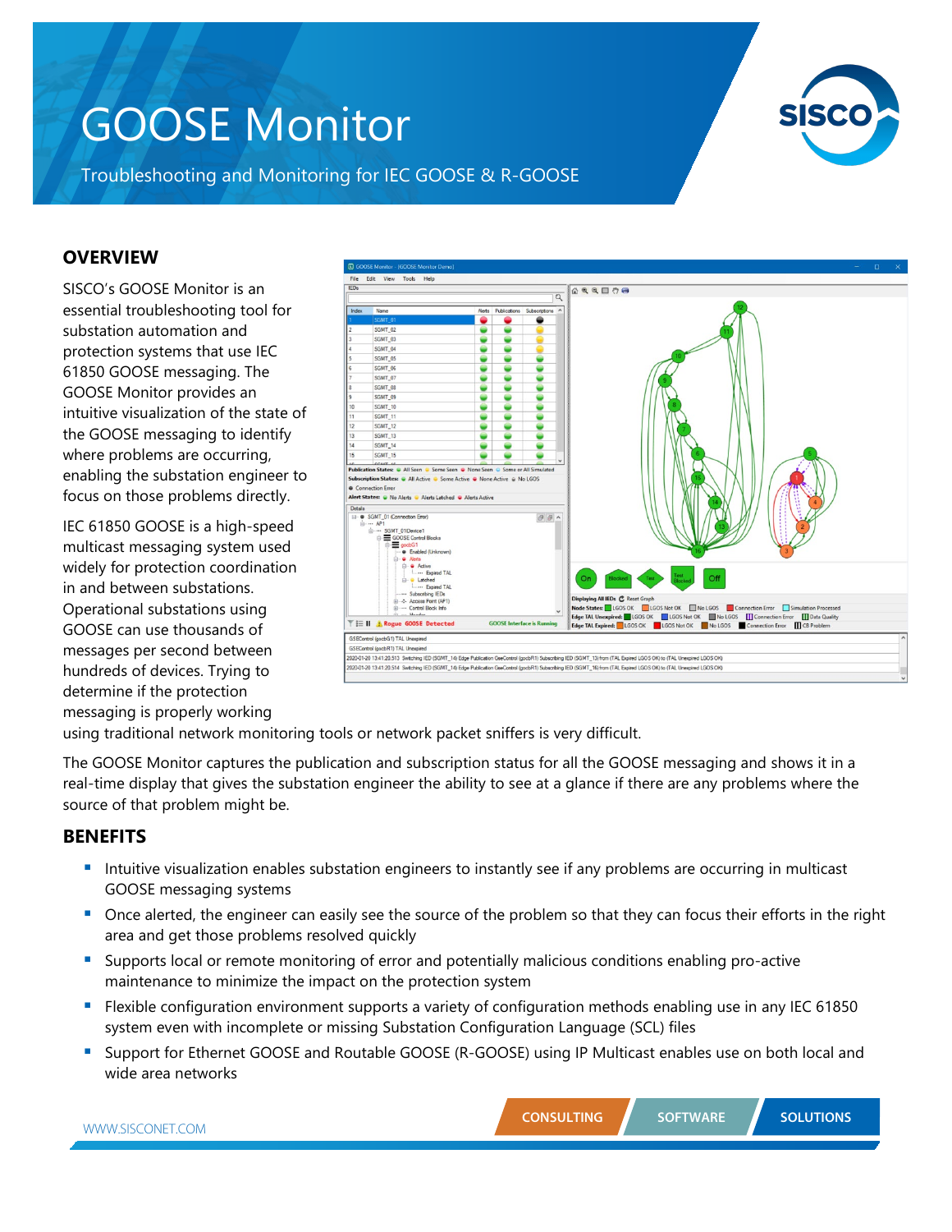# GOOSE Monitor

Troubleshooting and Monitoring for IEC GOOSE & R-GOOSE

## OVERVIEW

SISCO's GOOSE Monitor is an essential troubleshooting tool for substation automation and protection systems that use IEC 61850 GOOSE messaging. The GOOSE Monitor provides an intuitive visualization of the state of the GOOSE messaging to identify where problems are occurring, enabling the substation engineer to focus on those problems directly.

IEC 61850 GOOSE is a high-speed multicast messaging system used widely for protection coordination in and between substations. Operational substations using GOOSE can use thousands of messages per second between hundreds of devices. Trying to determine if the protection messaging is properly working using traditional network monitoring tools or network packet sniffers is very difficult.

The GOOSE Monitor captures the publication and subscription status for all the GOOSE messaging and shows it in a real-time display that gives the substation engineer the ability to see at a glance if there are any problems where the source of that problem might be.

## BENEFITS

- Intuitive visualization enables substation engineers to instantly see if any problems are occurring in multicast GOOSE messaging systems
- Once alerted, the engineer can easily see the source of the problem so that they can focus their efforts in the right area and get those problems resolved quickly
- Supports local or remote monitoring of error and potentially malicious conditions enabling pro-active maintenance to minimize the impact on the protection system
- Flexible configuration environment supports a variety of configuration methods enabling use in any IEC 61850 system even with incomplete or missing Substation Configuration Language (SCL) files
- Support for Ethernet GOOSE and Routable GOOSE (R-GOOSE) using IP Multicast enables use on both local and wide area networks

WWW.SISCONET.COM

CONSULTING SOFTWARE SOLUTIONS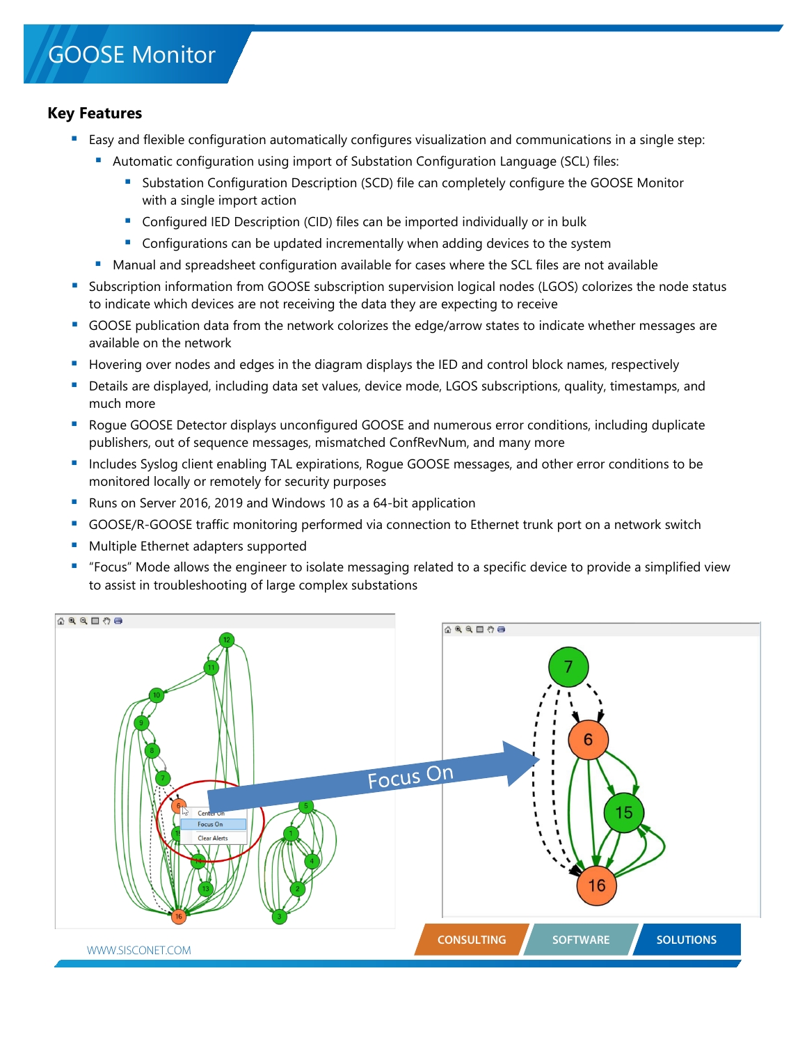# GOOSE Monitor

## Key Features

- Easy and flexible configuration automatically configures visualization and communications in a single step:
  - Automatic configuration using import of Substation Configuration Language (SCL) files:
    - Substation Configuration Description (SCD) file can completely configure the GOOSE Monitor with a single import action
    - Configured IED Description (CID) files can be imported individually or in bulk
    - Configurations can be updated incrementally when adding devices to the system
  - Manual and spreadsheet configuration available for cases where the SCL files are not available
- Subscription information from GOOSE subscription supervision logical nodes (LGOS) colorizes the node status to indicate which devices are not receiving the data they are expecting to receive
- GOOSE publication data from the network colorizes the edge/arrow states to indicate whether messages are available on the network
- Hovering over nodes and edges in the diagram displays the IED and control block names, respectively
- Details are displayed, including data set values, device mode, LGOS subscriptions, quality, timestamps, and much more
- Rogue GOOSE Detector displays unconfigured GOOSE and numerous error conditions, including duplicate publishers, out of sequence messages, mismatched ConfRevNum, and many more
- Includes Syslog client enabling TAL expirations, Rogue GOOSE messages, and other error conditions to be monitored locally or remotely for security purposes
- Runs on Server 2016, 2019 and Windows 10 as a 64-bit application
- GOOSE/R-GOOSE traffic monitoring performed via connection to Ethernet trunk port on a network switch
- Multiple Ethernet adapters supported
- "Focus" Mode allows the engineer to isolate messaging related to a specific device to provide a simplified view to assist in troubleshooting of large complex substations

Center On
Focus On
Clear Alerts

Focus On

WWW.SISCONET.COM

CONSULTING | SOFTWARE | SOLUTIONS